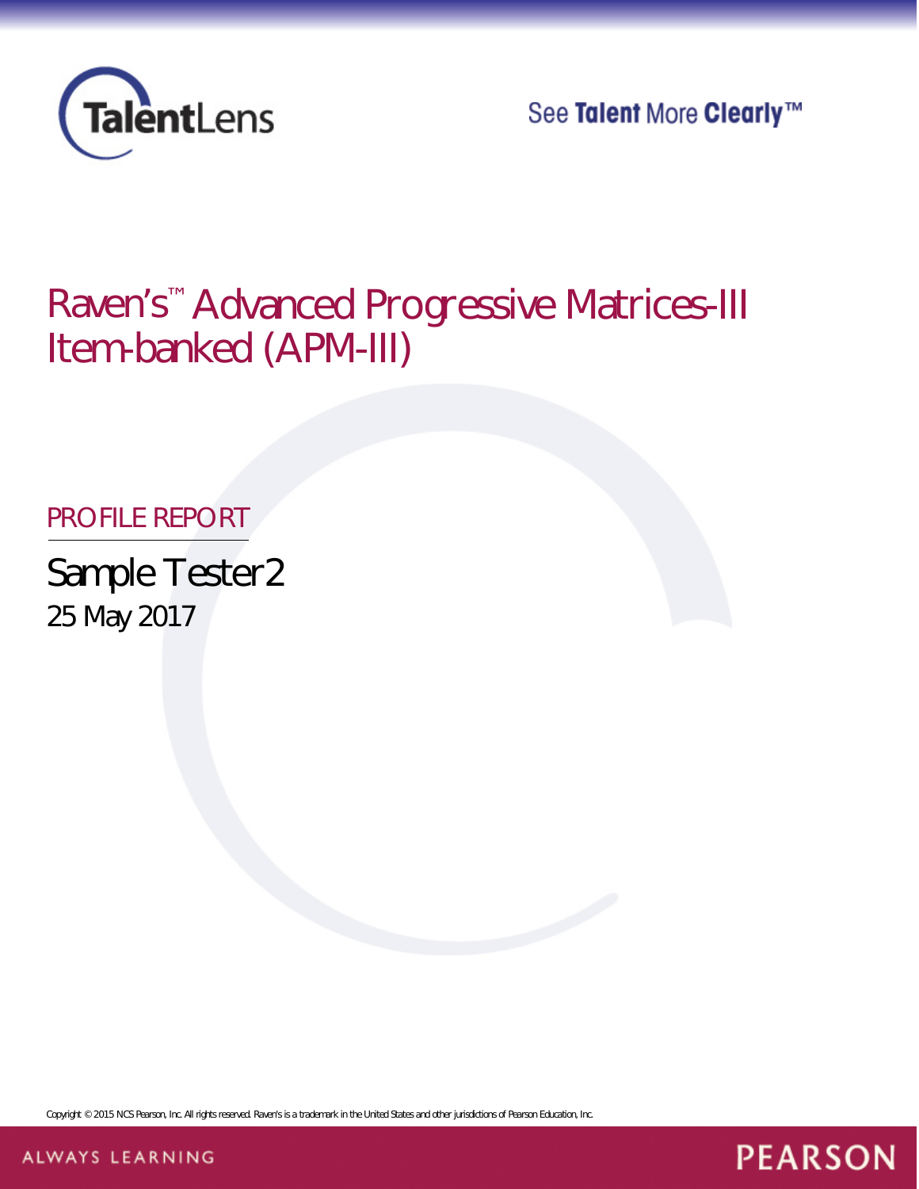TalentLens

See **Talent** More **Clearly**™

# Raven's™ Advanced Progressive Matrices-III Item-banked (APM-III)

## PROFILE REPORT

Sample Tester2

25 May 2017

Copyright © 2015 NCS Pearson, Inc. All rights reserved. Raven's is a trademark in the United States and other jurisdictions of Pearson Education, Inc.

ALWAYS LEARNING

PEARSON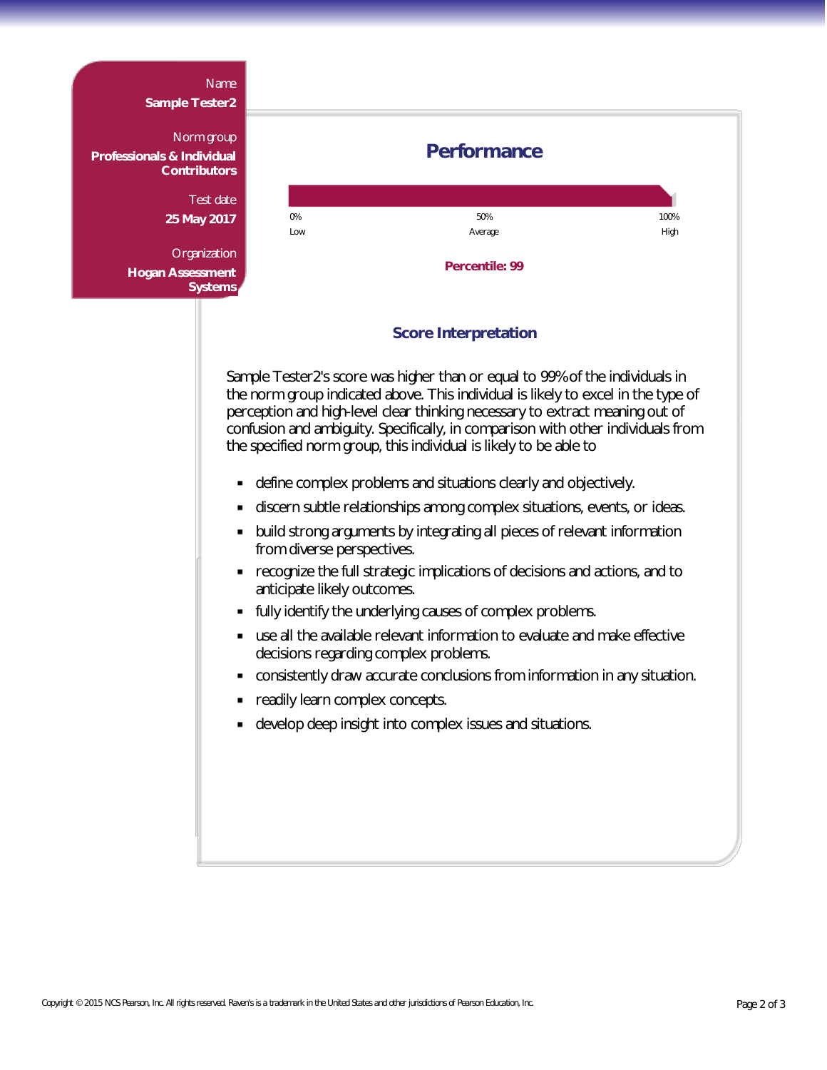Name
**Sample Tester2**

Norm group
**Professionals & Individual Contributors**

Test date
**25 May 2017**

Organization
**Hogan Assessment Systems**

## Performance

| 0% | 50% | 100% |
|---|---|---|
| Low | Average | High |

**Percentile: 99**

### Score Interpretation

Sample Tester2's score was higher than or equal to 99% of the individuals in the norm group indicated above. This individual is likely to excel in the type of perception and high-level clear thinking necessary to extract meaning out of confusion and ambiguity. Specifically, in comparison with other individuals from the specified norm group, this individual is likely to be able to

- define complex problems and situations clearly and objectively.
- discern subtle relationships among complex situations, events, or ideas.
- build strong arguments by integrating all pieces of relevant information from diverse perspectives.
- recognize the full strategic implications of decisions and actions, and to anticipate likely outcomes.
- fully identify the underlying causes of complex problems.
- use all the available relevant information to evaluate and make effective decisions regarding complex problems.
- consistently draw accurate conclusions from information in any situation.
- readily learn complex concepts.
- develop deep insight into complex issues and situations.

Copyright © 2015 NCS Pearson, Inc. All rights reserved. Raven's is a trademark in the United States and other jurisdictions of Pearson Education, Inc.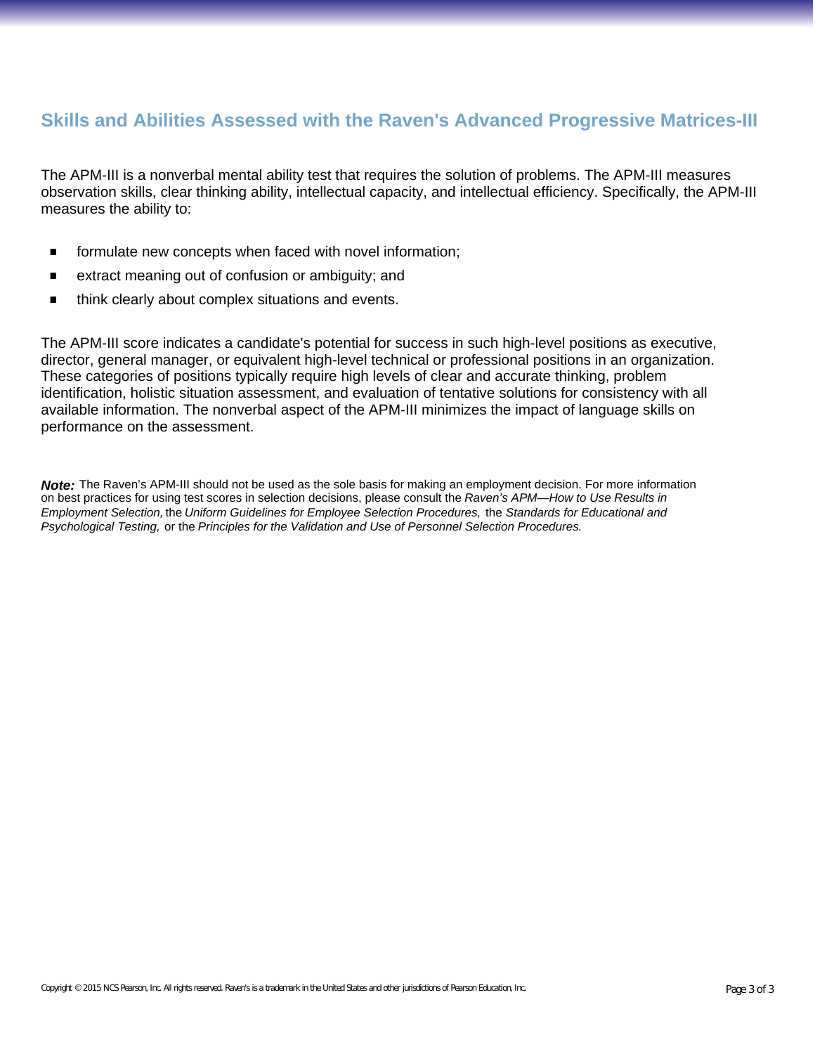## Skills and Abilities Assessed with the Raven's Advanced Progressive Matrices-III

The APM-III is a nonverbal mental ability test that requires the solution of problems. The APM-III measures observation skills, clear thinking ability, intellectual capacity, and intellectual efficiency. Specifically, the APM-III measures the ability to:

- formulate new concepts when faced with novel information;
- extract meaning out of confusion or ambiguity; and
- think clearly about complex situations and events.

The APM-III score indicates a candidate's potential for success in such high-level positions as executive, director, general manager, or equivalent high-level technical or professional positions in an organization. These categories of positions typically require high levels of clear and accurate thinking, problem identification, holistic situation assessment, and evaluation of tentative solutions for consistency with all available information. The nonverbal aspect of the APM-III minimizes the impact of language skills on performance on the assessment.

***Note:*** The Raven's APM-III should not be used as the sole basis for making an employment decision. For more information on best practices for using test scores in selection decisions, please consult the *Raven's APM—How to Use Results in Employment Selection,* the *Uniform Guidelines for Employee Selection Procedures,* the *Standards for Educational and Psychological Testing,* or the *Principles for the Validation and Use of Personnel Selection Procedures.*

Copyright © 2015 NCS Pearson, Inc. All rights reserved. Raven's is a trademark in the United States and other jurisdictions of Pearson Education, Inc.